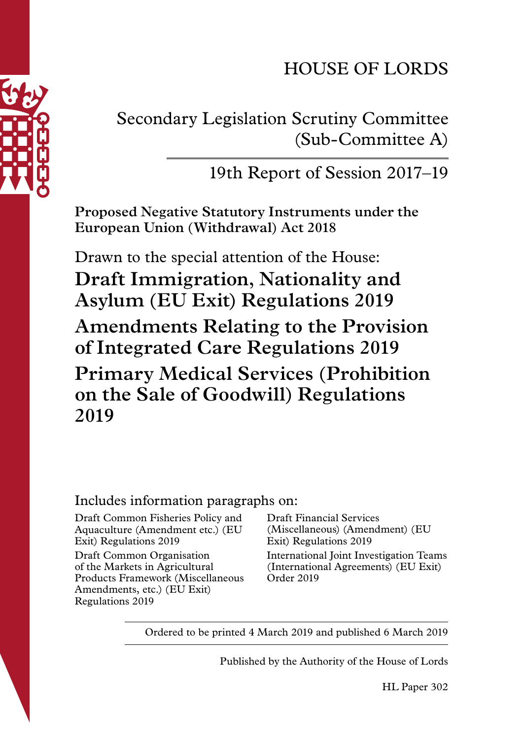# HOUSE OF LORDS

## Secondary Legislation Scrutiny Committee (Sub-Committee A)

### 19th Report of Session 2017–19

**Proposed Negative Statutory Instruments under the European Union (Withdrawal) Act 2018**

Drawn to the special attention of the House:

**Draft Immigration, Nationality and Asylum (EU Exit) Regulations 2019**

**Amendments Relating to the Provision of Integrated Care Regulations 2019**

**Primary Medical Services (Prohibition on the Sale of Goodwill) Regulations 2019**

Includes information paragraphs on:

Draft Common Fisheries Policy and Aquaculture (Amendment etc.) (EU Exit) Regulations 2019

Draft Common Organisation of the Markets in Agricultural Products Framework (Miscellaneous Amendments, etc.) (EU Exit) Regulations 2019

Draft Financial Services (Miscellaneous) (Amendment) (EU Exit) Regulations 2019

International Joint Investigation Teams (International Agreements) (EU Exit) Order 2019

Ordered to be printed 4 March 2019 and published 6 March 2019

Published by the Authority of the House of Lords

HL Paper 302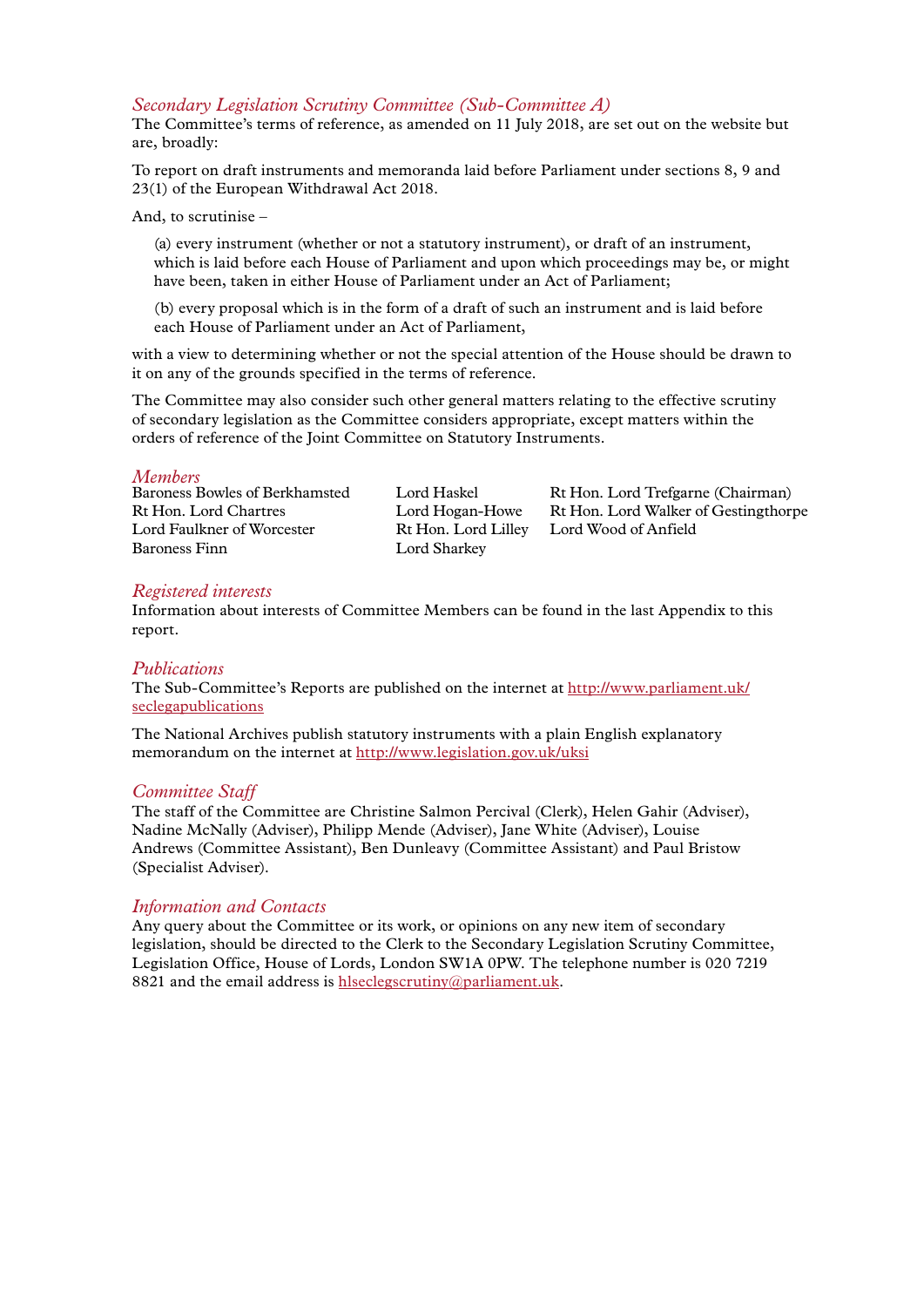### *Secondary Legislation Scrutiny Committee (Sub-Committee A)*

The Committee's terms of reference, as amended on 11 July 2018, are set out on the website but are, broadly:

To report on draft instruments and memoranda laid before Parliament under sections 8, 9 and 23(1) of the European Withdrawal Act 2018.

And, to scrutinise –

(a) every instrument (whether or not a statutory instrument), or draft of an instrument, which is laid before each House of Parliament and upon which proceedings may be, or might have been, taken in either House of Parliament under an Act of Parliament;

(b) every proposal which is in the form of a draft of such an instrument and is laid before each House of Parliament under an Act of Parliament,

with a view to determining whether or not the special attention of the House should be drawn to it on any of the grounds specified in the terms of reference.

The Committee may also consider such other general matters relating to the effective scrutiny of secondary legislation as the Committee considers appropriate, except matters within the orders of reference of the Joint Committee on Statutory Instruments.

### *Members*

Baroness Bowles of Berkhamsted
Rt Hon. Lord Chartres
Lord Faulkner of Worcester
Baroness Finn
Lord Haskel
Lord Hogan-Howe
Rt Hon. Lord Lilley
Lord Sharkey
Rt Hon. Lord Trefgarne (Chairman)
Rt Hon. Lord Walker of Gestingthorpe
Lord Wood of Anfield

### *Registered interests*

Information about interests of Committee Members can be found in the last Appendix to this report.

### *Publications*

The Sub-Committee's Reports are published on the internet at http://www.parliament.uk/seclegapublications

The National Archives publish statutory instruments with a plain English explanatory memorandum on the internet at http://www.legislation.gov.uk/uksi

### *Committee Staff*

The staff of the Committee are Christine Salmon Percival (Clerk), Helen Gahir (Adviser), Nadine McNally (Adviser), Philipp Mende (Adviser), Jane White (Adviser), Louise Andrews (Committee Assistant), Ben Dunleavy (Committee Assistant) and Paul Bristow (Specialist Adviser).

### *Information and Contacts*

Any query about the Committee or its work, or opinions on any new item of secondary legislation, should be directed to the Clerk to the Secondary Legislation Scrutiny Committee, Legislation Office, House of Lords, London SW1A 0PW. The telephone number is 020 7219 8821 and the email address is hlseclegscrutiny@parliament.uk.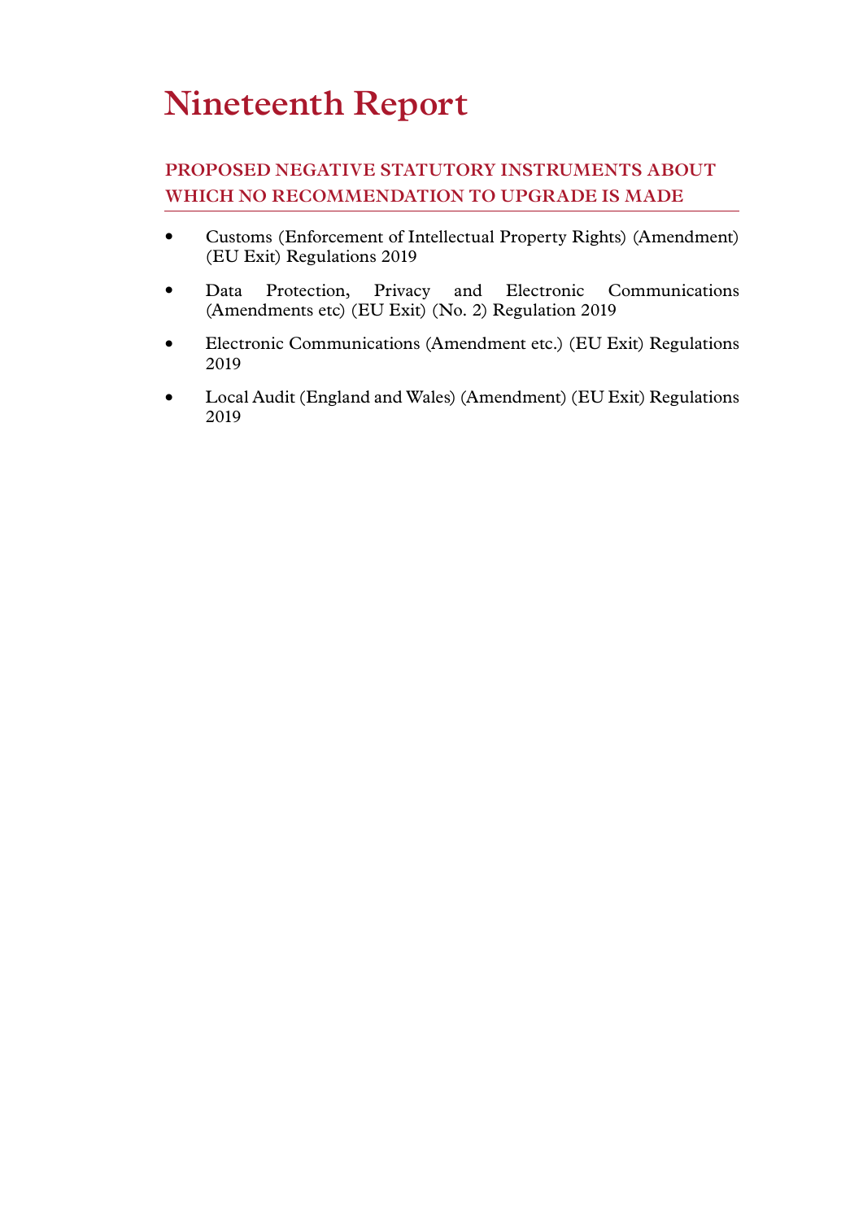# Nineteenth Report

## PROPOSED NEGATIVE STATUTORY INSTRUMENTS ABOUT WHICH NO RECOMMENDATION TO UPGRADE IS MADE

- Customs (Enforcement of Intellectual Property Rights) (Amendment) (EU Exit) Regulations 2019
- Data Protection, Privacy and Electronic Communications (Amendments etc) (EU Exit) (No. 2) Regulation 2019
- Electronic Communications (Amendment etc.) (EU Exit) Regulations 2019
- Local Audit (England and Wales) (Amendment) (EU Exit) Regulations 2019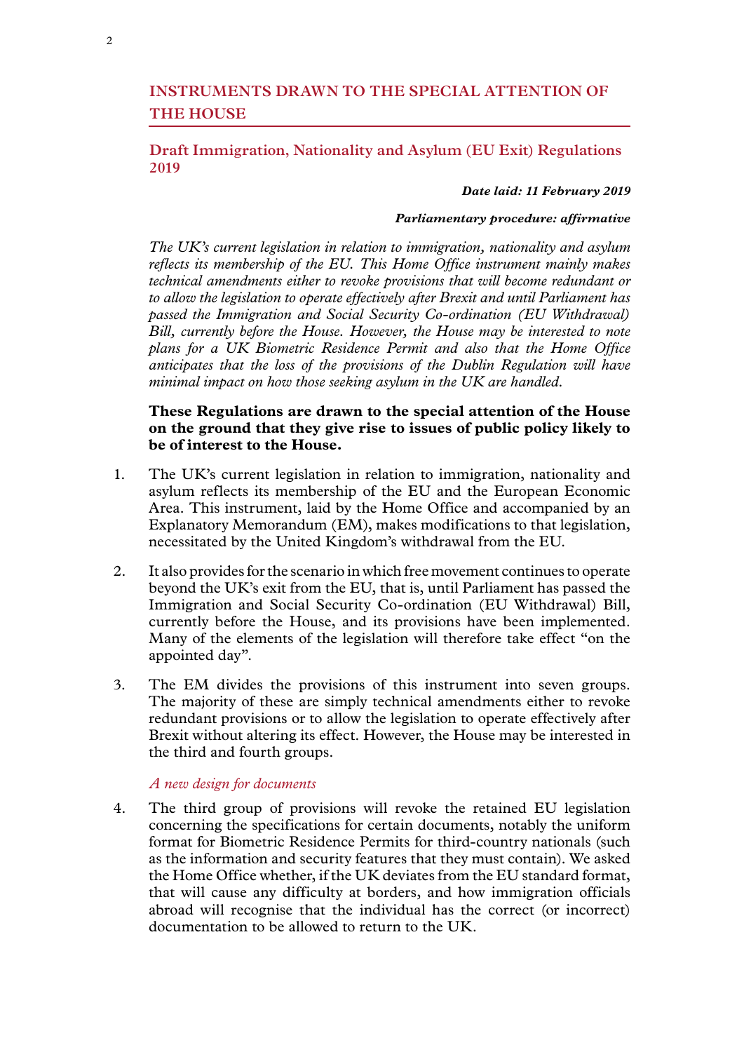## INSTRUMENTS DRAWN TO THE SPECIAL ATTENTION OF THE HOUSE

### Draft Immigration, Nationality and Asylum (EU Exit) Regulations 2019

***Date laid: 11 February 2019***

***Parliamentary procedure: affirmative***

*The UK's current legislation in relation to immigration, nationality and asylum reflects its membership of the EU. This Home Office instrument mainly makes technical amendments either to revoke provisions that will become redundant or to allow the legislation to operate effectively after Brexit and until Parliament has passed the Immigration and Social Security Co-ordination (EU Withdrawal) Bill, currently before the House. However, the House may be interested to note plans for a UK Biometric Residence Permit and also that the Home Office anticipates that the loss of the provisions of the Dublin Regulation will have minimal impact on how those seeking asylum in the UK are handled.*

**These Regulations are drawn to the special attention of the House on the ground that they give rise to issues of public policy likely to be of interest to the House.**

1. The UK's current legislation in relation to immigration, nationality and asylum reflects its membership of the EU and the European Economic Area. This instrument, laid by the Home Office and accompanied by an Explanatory Memorandum (EM), makes modifications to that legislation, necessitated by the United Kingdom's withdrawal from the EU.

2. It also provides for the scenario in which free movement continues to operate beyond the UK's exit from the EU, that is, until Parliament has passed the Immigration and Social Security Co-ordination (EU Withdrawal) Bill, currently before the House, and its provisions have been implemented. Many of the elements of the legislation will therefore take effect "on the appointed day".

3. The EM divides the provisions of this instrument into seven groups. The majority of these are simply technical amendments either to revoke redundant provisions or to allow the legislation to operate effectively after Brexit without altering its effect. However, the House may be interested in the third and fourth groups.

*A new design for documents*

4. The third group of provisions will revoke the retained EU legislation concerning the specifications for certain documents, notably the uniform format for Biometric Residence Permits for third-country nationals (such as the information and security features that they must contain). We asked the Home Office whether, if the UK deviates from the EU standard format, that will cause any difficulty at borders, and how immigration officials abroad will recognise that the individual has the correct (or incorrect) documentation to be allowed to return to the UK.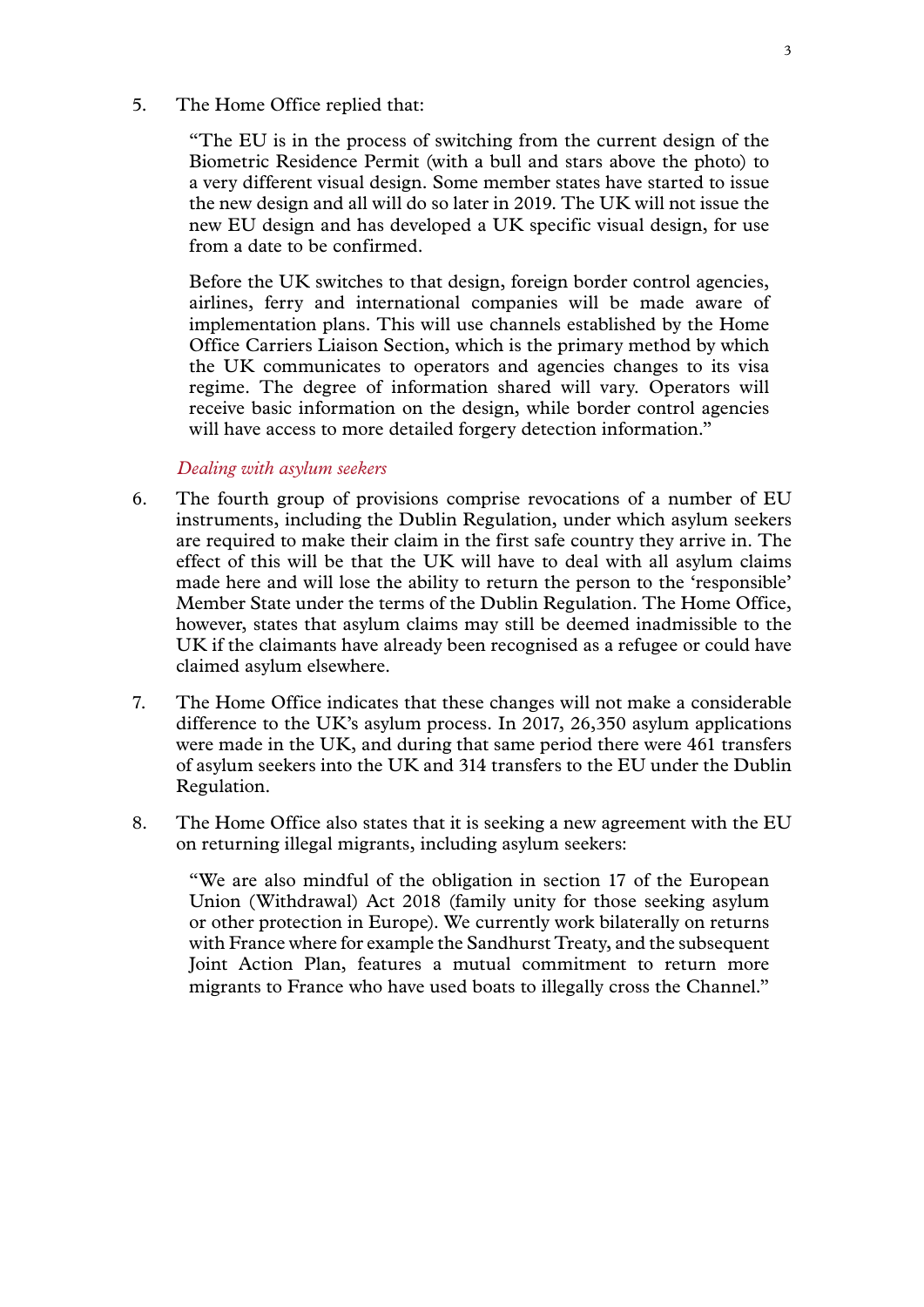5. The Home Office replied that:

> "The EU is in the process of switching from the current design of the Biometric Residence Permit (with a bull and stars above the photo) to a very different visual design. Some member states have started to issue the new design and all will do so later in 2019. The UK will not issue the new EU design and has developed a UK specific visual design, for use from a date to be confirmed.
>
> Before the UK switches to that design, foreign border control agencies, airlines, ferry and international companies will be made aware of implementation plans. This will use channels established by the Home Office Carriers Liaison Section, which is the primary method by which the UK communicates to operators and agencies changes to its visa regime. The degree of information shared will vary. Operators will receive basic information on the design, while border control agencies will have access to more detailed forgery detection information."

*Dealing with asylum seekers*

6. The fourth group of provisions comprise revocations of a number of EU instruments, including the Dublin Regulation, under which asylum seekers are required to make their claim in the first safe country they arrive in. The effect of this will be that the UK will have to deal with all asylum claims made here and will lose the ability to return the person to the 'responsible' Member State under the terms of the Dublin Regulation. The Home Office, however, states that asylum claims may still be deemed inadmissible to the UK if the claimants have already been recognised as a refugee or could have claimed asylum elsewhere.

7. The Home Office indicates that these changes will not make a considerable difference to the UK's asylum process. In 2017, 26,350 asylum applications were made in the UK, and during that same period there were 461 transfers of asylum seekers into the UK and 314 transfers to the EU under the Dublin Regulation.

8. The Home Office also states that it is seeking a new agreement with the EU on returning illegal migrants, including asylum seekers:

> "We are also mindful of the obligation in section 17 of the European Union (Withdrawal) Act 2018 (family unity for those seeking asylum or other protection in Europe). We currently work bilaterally on returns with France where for example the Sandhurst Treaty, and the subsequent Joint Action Plan, features a mutual commitment to return more migrants to France who have used boats to illegally cross the Channel."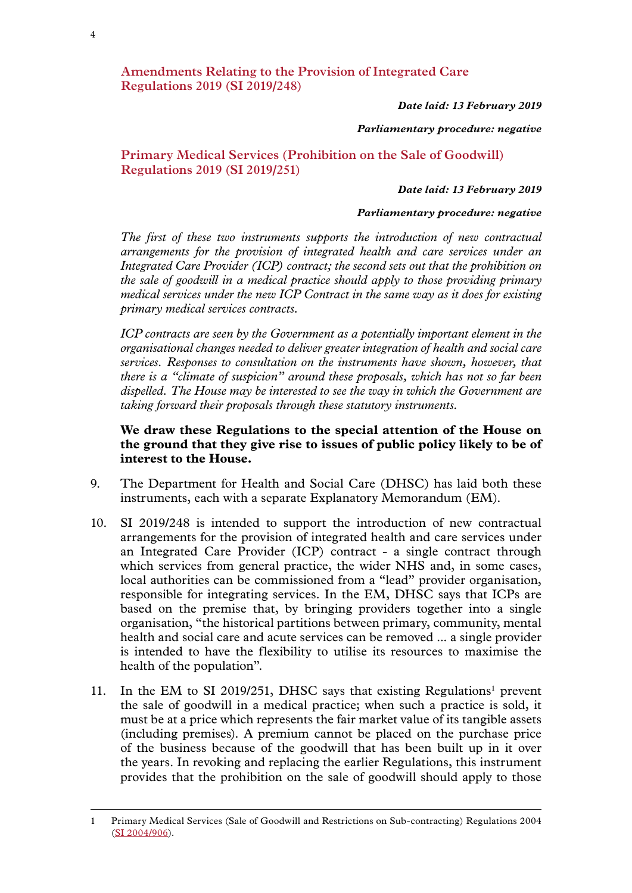## Amendments Relating to the Provision of Integrated Care Regulations 2019 (SI 2019/248)

***Date laid: 13 February 2019***

***Parliamentary procedure: negative***

## Primary Medical Services (Prohibition on the Sale of Goodwill) Regulations 2019 (SI 2019/251)

***Date laid: 13 February 2019***

***Parliamentary procedure: negative***

*The first of these two instruments supports the introduction of new contractual arrangements for the provision of integrated health and care services under an Integrated Care Provider (ICP) contract; the second sets out that the prohibition on the sale of goodwill in a medical practice should apply to those providing primary medical services under the new ICP Contract in the same way as it does for existing primary medical services contracts.*

*ICP contracts are seen by the Government as a potentially important element in the organisational changes needed to deliver greater integration of health and social care services. Responses to consultation on the instruments have shown, however, that there is a "climate of suspicion" around these proposals, which has not so far been dispelled. The House may be interested to see the way in which the Government are taking forward their proposals through these statutory instruments.*

**We draw these Regulations to the special attention of the House on the ground that they give rise to issues of public policy likely to be of interest to the House.**

9. The Department for Health and Social Care (DHSC) has laid both these instruments, each with a separate Explanatory Memorandum (EM).

10. SI 2019/248 is intended to support the introduction of new contractual arrangements for the provision of integrated health and care services under an Integrated Care Provider (ICP) contract - a single contract through which services from general practice, the wider NHS and, in some cases, local authorities can be commissioned from a "lead" provider organisation, responsible for integrating services. In the EM, DHSC says that ICPs are based on the premise that, by bringing providers together into a single organisation, "the historical partitions between primary, community, mental health and social care and acute services can be removed ... a single provider is intended to have the flexibility to utilise its resources to maximise the health of the population".

11. In the EM to SI 2019/251, DHSC says that existing Regulations[1] prevent the sale of goodwill in a medical practice; when such a practice is sold, it must be at a price which represents the fair market value of its tangible assets (including premises). A premium cannot be placed on the purchase price of the business because of the goodwill that has been built up in it over the years. In revoking and replacing the earlier Regulations, this instrument provides that the prohibition on the sale of goodwill should apply to those

---

1 Primary Medical Services (Sale of Goodwill and Restrictions on Sub-contracting) Regulations 2004 (SI 2004/906).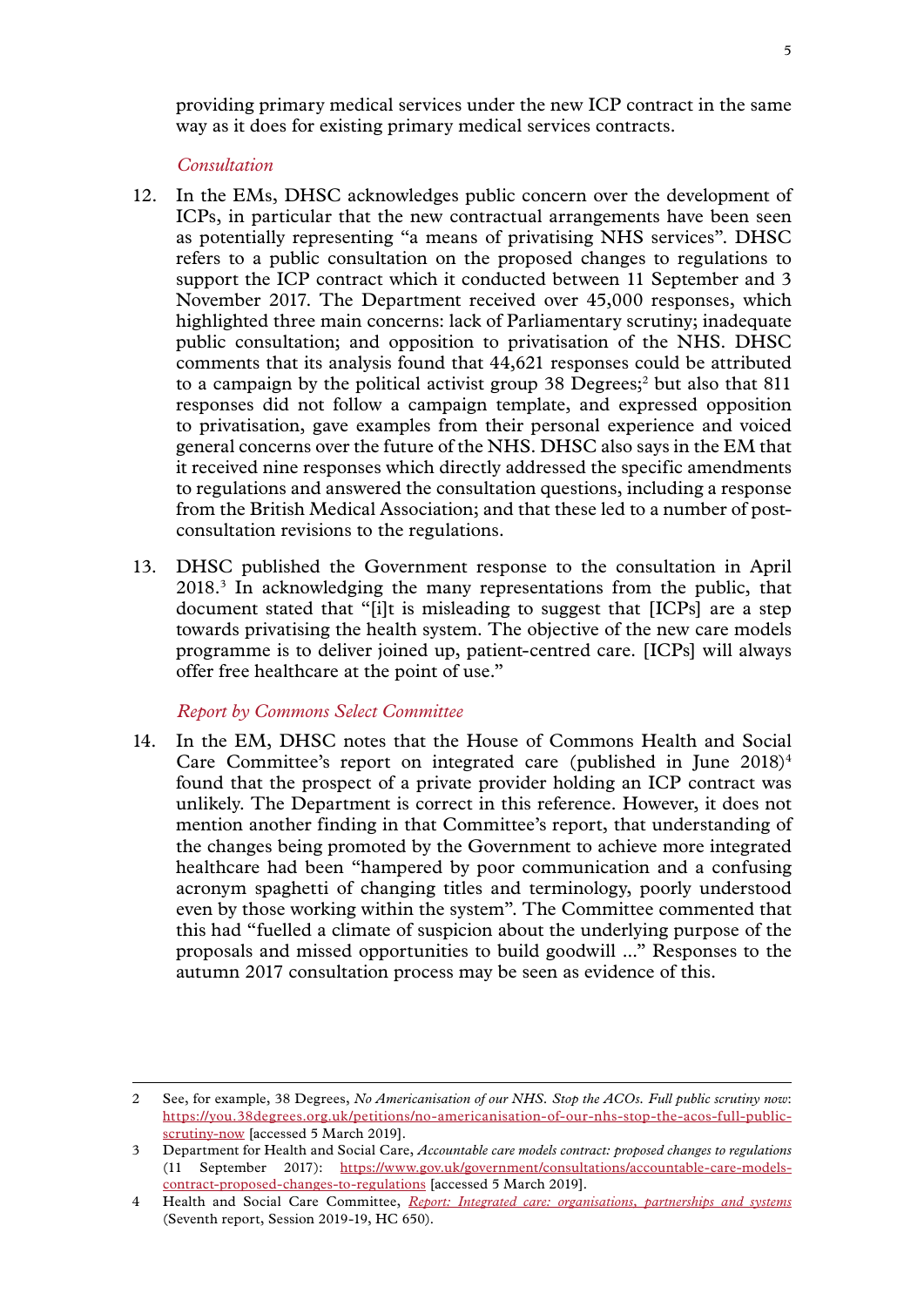providing primary medical services under the new ICP contract in the same way as it does for existing primary medical services contracts.

*Consultation*

12. In the EMs, DHSC acknowledges public concern over the development of ICPs, in particular that the new contractual arrangements have been seen as potentially representing "a means of privatising NHS services". DHSC refers to a public consultation on the proposed changes to regulations to support the ICP contract which it conducted between 11 September and 3 November 2017. The Department received over 45,000 responses, which highlighted three main concerns: lack of Parliamentary scrutiny; inadequate public consultation; and opposition to privatisation of the NHS. DHSC comments that its analysis found that 44,621 responses could be attributed to a campaign by the political activist group 38 Degrees;[2] but also that 811 responses did not follow a campaign template, and expressed opposition to privatisation, gave examples from their personal experience and voiced general concerns over the future of the NHS. DHSC also says in the EM that it received nine responses which directly addressed the specific amendments to regulations and answered the consultation questions, including a response from the British Medical Association; and that these led to a number of post-consultation revisions to the regulations.

13. DHSC published the Government response to the consultation in April 2018.[3] In acknowledging the many representations from the public, that document stated that "[i]t is misleading to suggest that [ICPs] are a step towards privatising the health system. The objective of the new care models programme is to deliver joined up, patient-centred care. [ICPs] will always offer free healthcare at the point of use."

*Report by Commons Select Committee*

14. In the EM, DHSC notes that the House of Commons Health and Social Care Committee's report on integrated care (published in June 2018)[4] found that the prospect of a private provider holding an ICP contract was unlikely. The Department is correct in this reference. However, it does not mention another finding in that Committee's report, that understanding of the changes being promoted by the Government to achieve more integrated healthcare had been "hampered by poor communication and a confusing acronym spaghetti of changing titles and terminology, poorly understood even by those working within the system". The Committee commented that this had "fuelled a climate of suspicion about the underlying purpose of the proposals and missed opportunities to build goodwill ..." Responses to the autumn 2017 consultation process may be seen as evidence of this.

---

2 See, for example, 38 Degrees, *No Americanisation of our NHS. Stop the ACOs. Full public scrutiny now*: https://you.38degrees.org.uk/petitions/no-americanisation-of-our-nhs-stop-the-acos-full-public-scrutiny-now [accessed 5 March 2019].

3 Department for Health and Social Care, *Accountable care models contract: proposed changes to regulations* (11 September 2017): https://www.gov.uk/government/consultations/accountable-care-models-contract-proposed-changes-to-regulations [accessed 5 March 2019].

4 Health and Social Care Committee, *Report: Integrated care: organisations, partnerships and systems* (Seventh report, Session 2019-19, HC 650).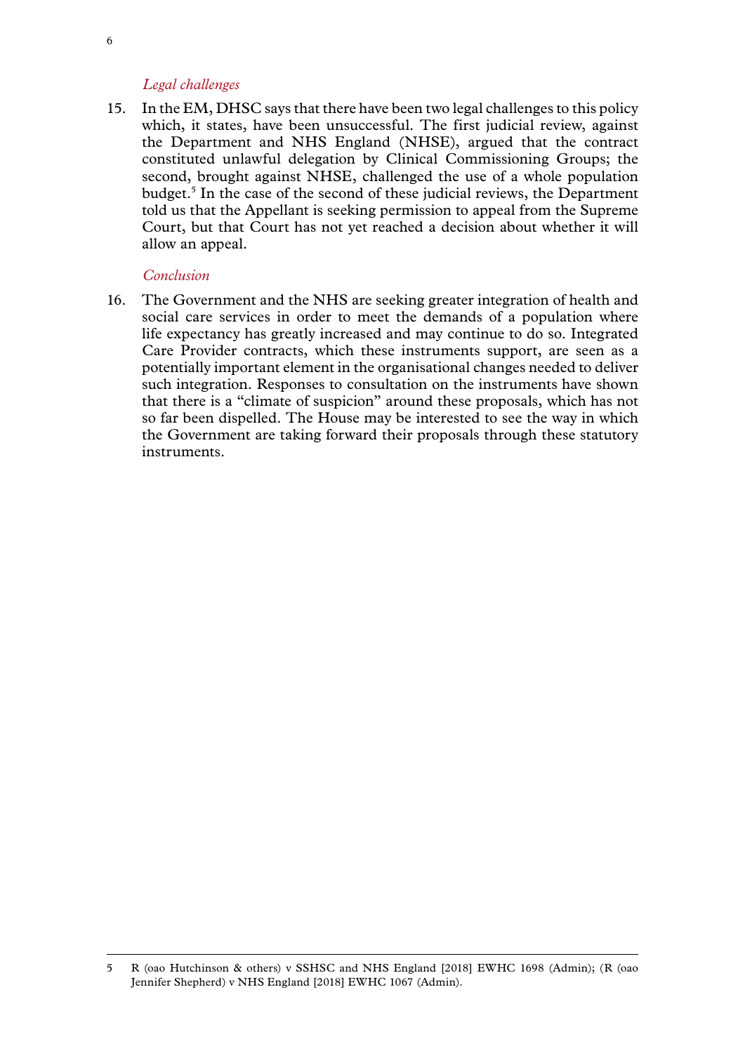### *Legal challenges*

15. In the EM, DHSC says that there have been two legal challenges to this policy which, it states, have been unsuccessful. The first judicial review, against the Department and NHS England (NHSE), argued that the contract constituted unlawful delegation by Clinical Commissioning Groups; the second, brought against NHSE, challenged the use of a whole population budget.[5] In the case of the second of these judicial reviews, the Department told us that the Appellant is seeking permission to appeal from the Supreme Court, but that Court has not yet reached a decision about whether it will allow an appeal.

### *Conclusion*

16. The Government and the NHS are seeking greater integration of health and social care services in order to meet the demands of a population where life expectancy has greatly increased and may continue to do so. Integrated Care Provider contracts, which these instruments support, are seen as a potentially important element in the organisational changes needed to deliver such integration. Responses to consultation on the instruments have shown that there is a "climate of suspicion" around these proposals, which has not so far been dispelled. The House may be interested to see the way in which the Government are taking forward their proposals through these statutory instruments.

---

5 R (oao Hutchinson & others) v SSHSC and NHS England [2018] EWHC 1698 (Admin); (R (oao Jennifer Shepherd) v NHS England [2018] EWHC 1067 (Admin).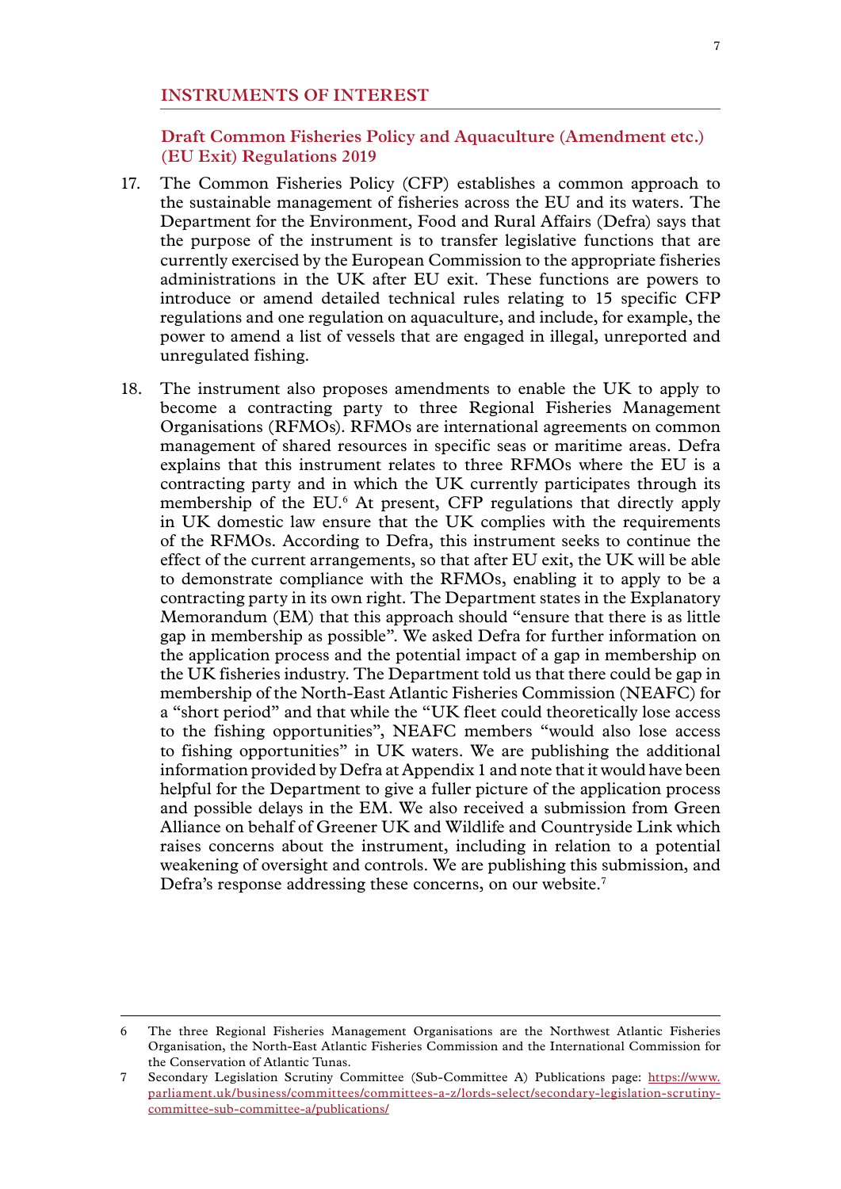## INSTRUMENTS OF INTEREST

### Draft Common Fisheries Policy and Aquaculture (Amendment etc.) (EU Exit) Regulations 2019

17. The Common Fisheries Policy (CFP) establishes a common approach to the sustainable management of fisheries across the EU and its waters. The Department for the Environment, Food and Rural Affairs (Defra) says that the purpose of the instrument is to transfer legislative functions that are currently exercised by the European Commission to the appropriate fisheries administrations in the UK after EU exit. These functions are powers to introduce or amend detailed technical rules relating to 15 specific CFP regulations and one regulation on aquaculture, and include, for example, the power to amend a list of vessels that are engaged in illegal, unreported and unregulated fishing.

18. The instrument also proposes amendments to enable the UK to apply to become a contracting party to three Regional Fisheries Management Organisations (RFMOs). RFMOs are international agreements on common management of shared resources in specific seas or maritime areas. Defra explains that this instrument relates to three RFMOs where the EU is a contracting party and in which the UK currently participates through its membership of the EU.[6] At present, CFP regulations that directly apply in UK domestic law ensure that the UK complies with the requirements of the RFMOs. According to Defra, this instrument seeks to continue the effect of the current arrangements, so that after EU exit, the UK will be able to demonstrate compliance with the RFMOs, enabling it to apply to be a contracting party in its own right. The Department states in the Explanatory Memorandum (EM) that this approach should "ensure that there is as little gap in membership as possible". We asked Defra for further information on the application process and the potential impact of a gap in membership on the UK fisheries industry. The Department told us that there could be gap in membership of the North-East Atlantic Fisheries Commission (NEAFC) for a "short period" and that while the "UK fleet could theoretically lose access to the fishing opportunities", NEAFC members "would also lose access to fishing opportunities" in UK waters. We are publishing the additional information provided by Defra at Appendix 1 and note that it would have been helpful for the Department to give a fuller picture of the application process and possible delays in the EM. We also received a submission from Green Alliance on behalf of Greener UK and Wildlife and Countryside Link which raises concerns about the instrument, including in relation to a potential weakening of oversight and controls. We are publishing this submission, and Defra's response addressing these concerns, on our website.[7]

---

6 The three Regional Fisheries Management Organisations are the Northwest Atlantic Fisheries Organisation, the North-East Atlantic Fisheries Commission and the International Commission for the Conservation of Atlantic Tunas.

7 Secondary Legislation Scrutiny Committee (Sub-Committee A) Publications page: https://www.parliament.uk/business/committees/committees-a-z/lords-select/secondary-legislation-scrutiny-committee-sub-committee-a/publications/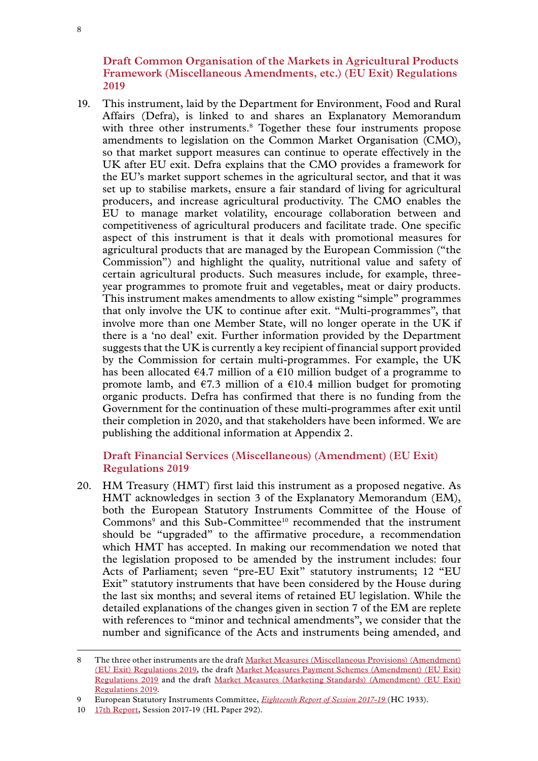### Draft Common Organisation of the Markets in Agricultural Products Framework (Miscellaneous Amendments, etc.) (EU Exit) Regulations 2019

19. This instrument, laid by the Department for Environment, Food and Rural Affairs (Defra), is linked to and shares an Explanatory Memorandum with three other instruments.[8] Together these four instruments propose amendments to legislation on the Common Market Organisation (CMO), so that market support measures can continue to operate effectively in the UK after EU exit. Defra explains that the CMO provides a framework for the EU's market support schemes in the agricultural sector, and that it was set up to stabilise markets, ensure a fair standard of living for agricultural producers, and increase agricultural productivity. The CMO enables the EU to manage market volatility, encourage collaboration between and competitiveness of agricultural producers and facilitate trade. One specific aspect of this instrument is that it deals with promotional measures for agricultural products that are managed by the European Commission ("the Commission") and highlight the quality, nutritional value and safety of certain agricultural products. Such measures include, for example, three-year programmes to promote fruit and vegetables, meat or dairy products. This instrument makes amendments to allow existing "simple" programmes that only involve the UK to continue after exit. "Multi-programmes", that involve more than one Member State, will no longer operate in the UK if there is a 'no deal' exit. Further information provided by the Department suggests that the UK is currently a key recipient of financial support provided by the Commission for certain multi-programmes. For example, the UK has been allocated €4.7 million of a €10 million budget of a programme to promote lamb, and €7.3 million of a €10.4 million budget for promoting organic products. Defra has confirmed that there is no funding from the Government for the continuation of these multi-programmes after exit until their completion in 2020, and that stakeholders have been informed. We are publishing the additional information at Appendix 2.

### Draft Financial Services (Miscellaneous) (Amendment) (EU Exit) Regulations 2019

20. HM Treasury (HMT) first laid this instrument as a proposed negative. As HMT acknowledges in section 3 of the Explanatory Memorandum (EM), both the European Statutory Instruments Committee of the House of Commons[9] and this Sub-Committee[10] recommended that the instrument should be "upgraded" to the affirmative procedure, a recommendation which HMT has accepted. In making our recommendation we noted that the legislation proposed to be amended by the instrument includes: four Acts of Parliament; seven "pre-EU Exit" statutory instruments; 12 "EU Exit" statutory instruments that have been considered by the House during the last six months; and several items of retained EU legislation. While the detailed explanations of the changes given in section 7 of the EM are replete with references to "minor and technical amendments", we consider that the number and significance of the Acts and instruments being amended, and

---

8 The three other instruments are the draft Market Measures (Miscellaneous Provisions) (Amendment) (EU Exit) Regulations 2019, the draft Market Measures Payment Schemes (Amendment) (EU Exit) Regulations 2019 and the draft Market Measures (Marketing Standards) (Amendment) (EU Exit) Regulations 2019.

9 European Statutory Instruments Committee, *Eighteenth Report of Session 2017-19* (HC 1933).

10 17th Report, Session 2017-19 (HL Paper 292).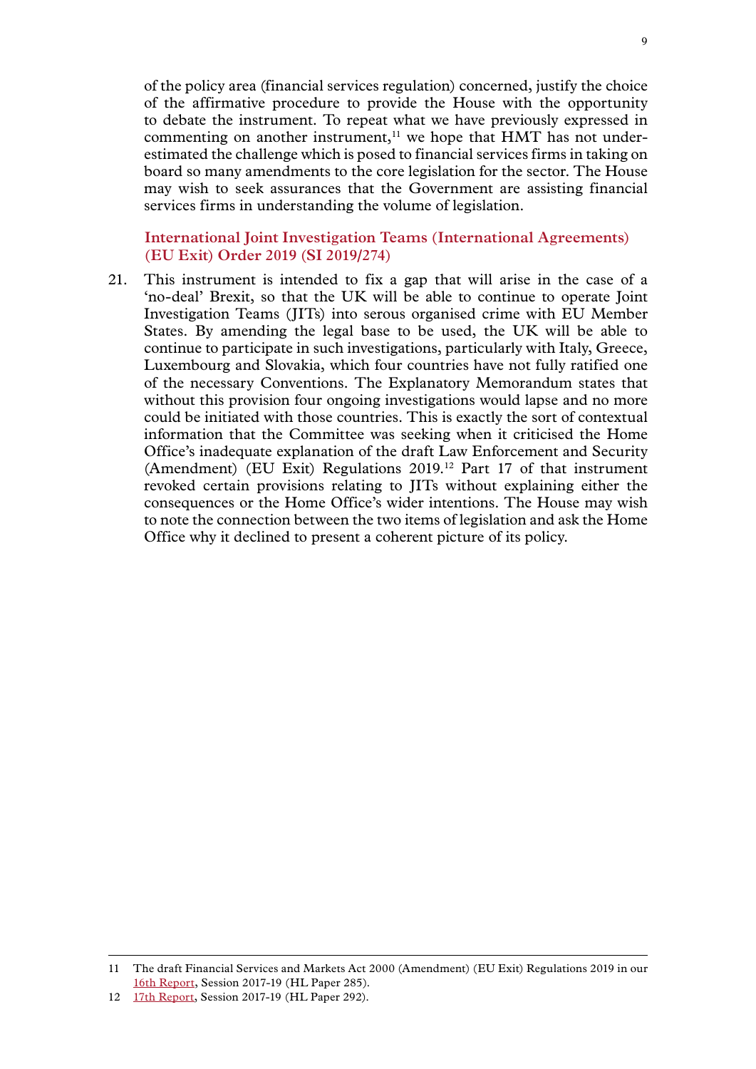of the policy area (financial services regulation) concerned, justify the choice of the affirmative procedure to provide the House with the opportunity to debate the instrument. To repeat what we have previously expressed in commenting on another instrument,[11] we hope that HMT has not underestimated the challenge which is posed to financial services firms in taking on board so many amendments to the core legislation for the sector. The House may wish to seek assurances that the Government are assisting financial services firms in understanding the volume of legislation.

### International Joint Investigation Teams (International Agreements) (EU Exit) Order 2019 (SI 2019/274)

21. This instrument is intended to fix a gap that will arise in the case of a 'no-deal' Brexit, so that the UK will be able to continue to operate Joint Investigation Teams (JITs) into serous organised crime with EU Member States. By amending the legal base to be used, the UK will be able to continue to participate in such investigations, particularly with Italy, Greece, Luxembourg and Slovakia, which four countries have not fully ratified one of the necessary Conventions. The Explanatory Memorandum states that without this provision four ongoing investigations would lapse and no more could be initiated with those countries. This is exactly the sort of contextual information that the Committee was seeking when it criticised the Home Office's inadequate explanation of the draft Law Enforcement and Security (Amendment) (EU Exit) Regulations 2019.[12] Part 17 of that instrument revoked certain provisions relating to JITs without explaining either the consequences or the Home Office's wider intentions. The House may wish to note the connection between the two items of legislation and ask the Home Office why it declined to present a coherent picture of its policy.

---

11 The draft Financial Services and Markets Act 2000 (Amendment) (EU Exit) Regulations 2019 in our 16th Report, Session 2017-19 (HL Paper 285).

12 17th Report, Session 2017-19 (HL Paper 292).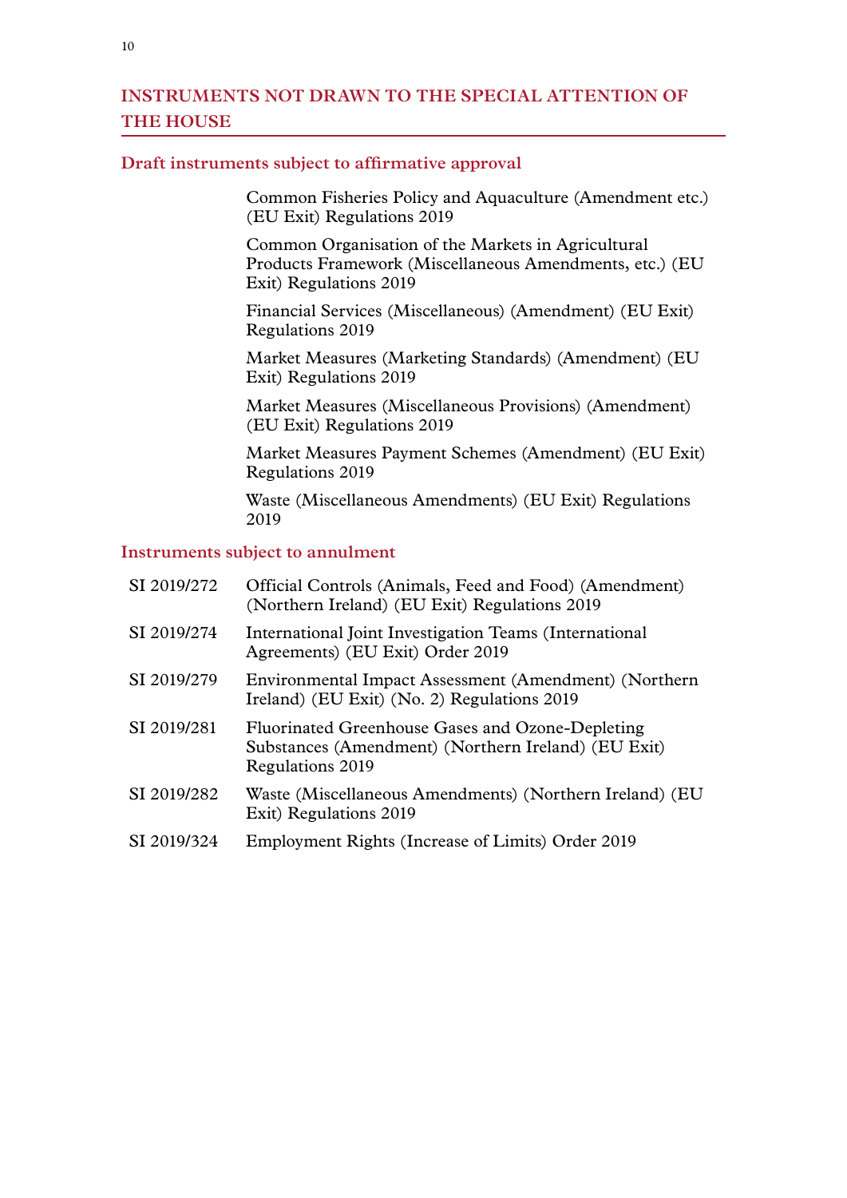## INSTRUMENTS NOT DRAWN TO THE SPECIAL ATTENTION OF THE HOUSE

### Draft instruments subject to affirmative approval

Common Fisheries Policy and Aquaculture (Amendment etc.) (EU Exit) Regulations 2019

Common Organisation of the Markets in Agricultural Products Framework (Miscellaneous Amendments, etc.) (EU Exit) Regulations 2019

Financial Services (Miscellaneous) (Amendment) (EU Exit) Regulations 2019

Market Measures (Marketing Standards) (Amendment) (EU Exit) Regulations 2019

Market Measures (Miscellaneous Provisions) (Amendment) (EU Exit) Regulations 2019

Market Measures Payment Schemes (Amendment) (EU Exit) Regulations 2019

Waste (Miscellaneous Amendments) (EU Exit) Regulations 2019

### Instruments subject to annulment

| | |
|---|---|
| SI 2019/272 | Official Controls (Animals, Feed and Food) (Amendment) (Northern Ireland) (EU Exit) Regulations 2019 |
| SI 2019/274 | International Joint Investigation Teams (International Agreements) (EU Exit) Order 2019 |
| SI 2019/279 | Environmental Impact Assessment (Amendment) (Northern Ireland) (EU Exit) (No. 2) Regulations 2019 |
| SI 2019/281 | Fluorinated Greenhouse Gases and Ozone-Depleting Substances (Amendment) (Northern Ireland) (EU Exit) Regulations 2019 |
| SI 2019/282 | Waste (Miscellaneous Amendments) (Northern Ireland) (EU Exit) Regulations 2019 |
| SI 2019/324 | Employment Rights (Increase of Limits) Order 2019 |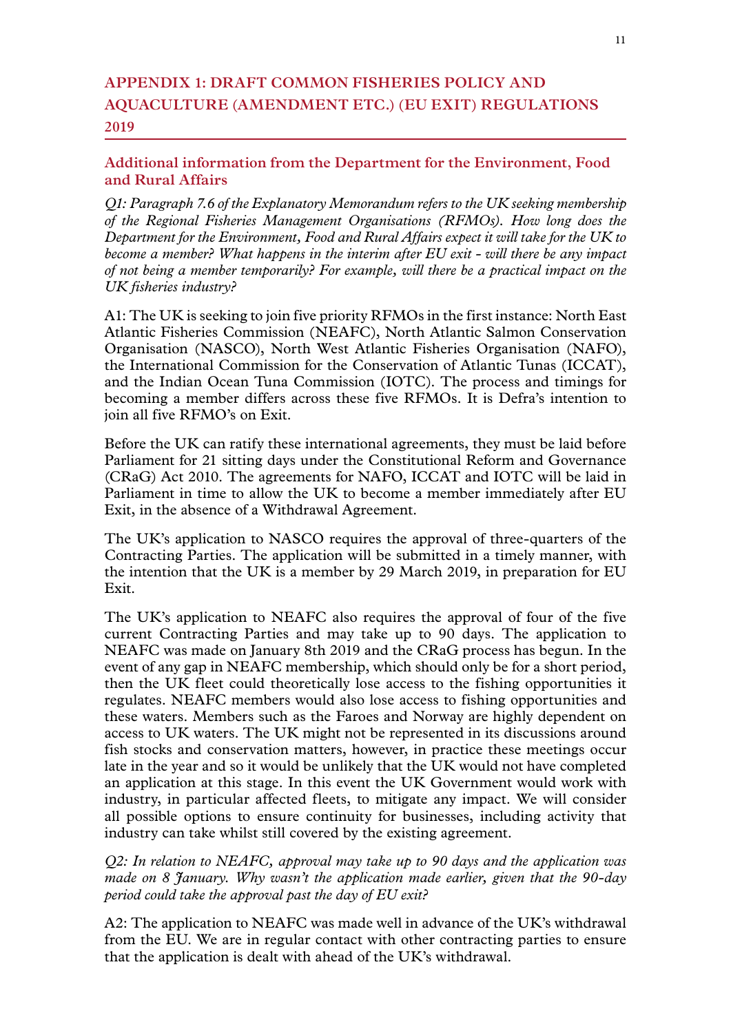## APPENDIX 1: DRAFT COMMON FISHERIES POLICY AND AQUACULTURE (AMENDMENT ETC.) (EU EXIT) REGULATIONS 2019

### Additional information from the Department for the Environment, Food and Rural Affairs

*Q1: Paragraph 7.6 of the Explanatory Memorandum refers to the UK seeking membership of the Regional Fisheries Management Organisations (RFMOs). How long does the Department for the Environment, Food and Rural Affairs expect it will take for the UK to become a member? What happens in the interim after EU exit - will there be any impact of not being a member temporarily? For example, will there be a practical impact on the UK fisheries industry?*

A1: The UK is seeking to join five priority RFMOs in the first instance: North East Atlantic Fisheries Commission (NEAFC), North Atlantic Salmon Conservation Organisation (NASCO), North West Atlantic Fisheries Organisation (NAFO), the International Commission for the Conservation of Atlantic Tunas (ICCAT), and the Indian Ocean Tuna Commission (IOTC). The process and timings for becoming a member differs across these five RFMOs. It is Defra's intention to join all five RFMO's on Exit.

Before the UK can ratify these international agreements, they must be laid before Parliament for 21 sitting days under the Constitutional Reform and Governance (CRaG) Act 2010. The agreements for NAFO, ICCAT and IOTC will be laid in Parliament in time to allow the UK to become a member immediately after EU Exit, in the absence of a Withdrawal Agreement.

The UK's application to NASCO requires the approval of three-quarters of the Contracting Parties. The application will be submitted in a timely manner, with the intention that the UK is a member by 29 March 2019, in preparation for EU Exit.

The UK's application to NEAFC also requires the approval of four of the five current Contracting Parties and may take up to 90 days. The application to NEAFC was made on January 8th 2019 and the CRaG process has begun. In the event of any gap in NEAFC membership, which should only be for a short period, then the UK fleet could theoretically lose access to the fishing opportunities it regulates. NEAFC members would also lose access to fishing opportunities and these waters. Members such as the Faroes and Norway are highly dependent on access to UK waters. The UK might not be represented in its discussions around fish stocks and conservation matters, however, in practice these meetings occur late in the year and so it would be unlikely that the UK would not have completed an application at this stage. In this event the UK Government would work with industry, in particular affected fleets, to mitigate any impact. We will consider all possible options to ensure continuity for businesses, including activity that industry can take whilst still covered by the existing agreement.

*Q2: In relation to NEAFC, approval may take up to 90 days and the application was made on 8 January. Why wasn't the application made earlier, given that the 90-day period could take the approval past the day of EU exit?*

A2: The application to NEAFC was made well in advance of the UK's withdrawal from the EU. We are in regular contact with other contracting parties to ensure that the application is dealt with ahead of the UK's withdrawal.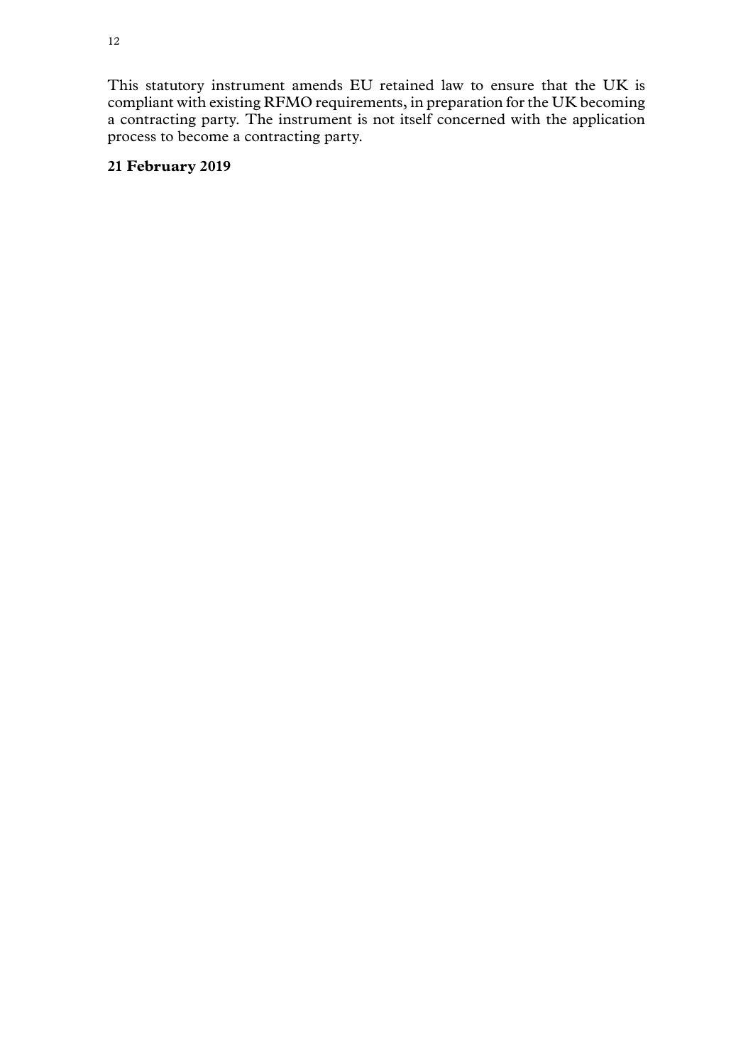This statutory instrument amends EU retained law to ensure that the UK is compliant with existing RFMO requirements, in preparation for the UK becoming a contracting party. The instrument is not itself concerned with the application process to become a contracting party.

**21 February 2019**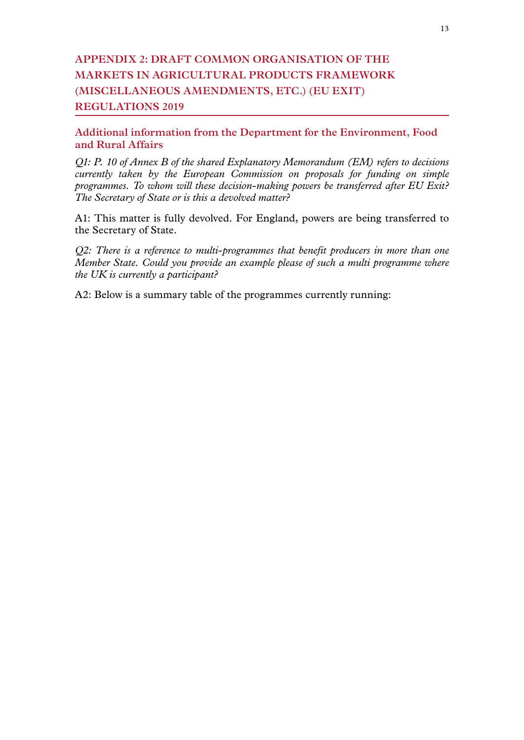# APPENDIX 2: DRAFT COMMON ORGANISATION OF THE MARKETS IN AGRICULTURAL PRODUCTS FRAMEWORK (MISCELLANEOUS AMENDMENTS, ETC.) (EU EXIT) REGULATIONS 2019

## Additional information from the Department for the Environment, Food and Rural Affairs

*Q1: P. 10 of Annex B of the shared Explanatory Memorandum (EM) refers to decisions currently taken by the European Commission on proposals for funding on simple programmes. To whom will these decision-making powers be transferred after EU Exit? The Secretary of State or is this a devolved matter?*

A1: This matter is fully devolved. For England, powers are being transferred to the Secretary of State.

*Q2: There is a reference to multi-programmes that benefit producers in more than one Member State. Could you provide an example please of such a multi programme where the UK is currently a participant?*

A2: Below is a summary table of the programmes currently running: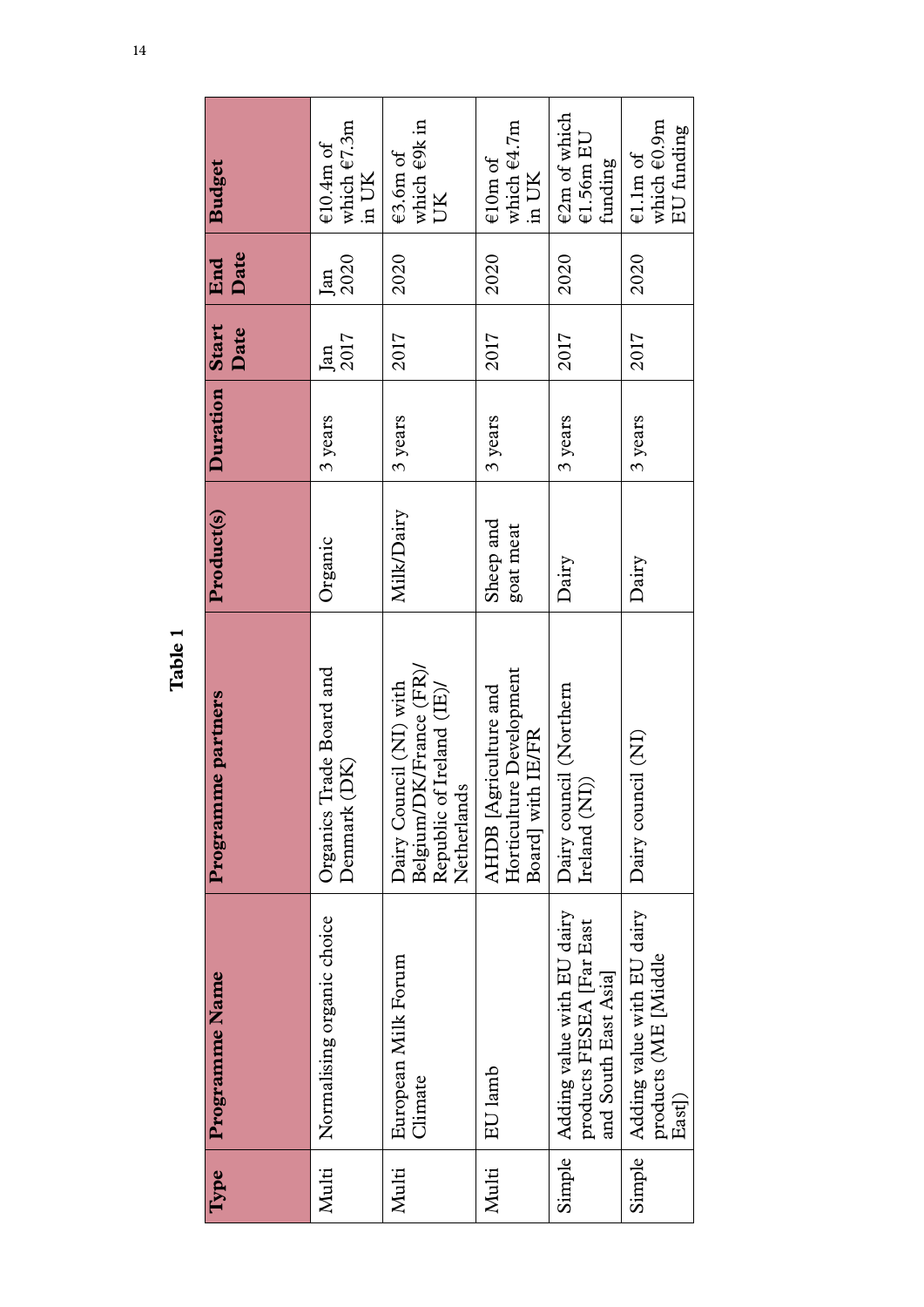**Table 1**

| Type | Programme Name | Programme partners | Product(s) | Duration | Start Date | End Date | Budget |
|---|---|---|---|---|---|---|---|
| Multi | Normalising organic choice | Organics Trade Board and Denmark (DK) | Organic | 3 years | Jan 2017 | Jan 2020 | €10.4m of which €7.3m in UK |
| Multi | European Milk Forum Climate | Dairy Council (NI) with Belgium/DK/France (FR)/ Republic of Ireland (IE)/ Netherlands | Milk/Dairy | 3 years | 2017 | 2020 | €3.6m of which €9k in UK |
| Multi | EU lamb | AHDB [Agriculture and Horticulture Development Board] with IE/FR | Sheep and goat meat | 3 years | 2017 | 2020 | €10m of which €4.7m in UK |
| Simple | Adding value with EU dairy products FESEA [Far East and South East Asia] | Dairy council (Northern Ireland (NI)) | Dairy | 3 years | 2017 | 2020 | €2m of which €1.56m EU funding |
| Simple | Adding value with EU dairy products (ME [Middle East]) | Dairy council (NI) | Dairy | 3 years | 2017 | 2020 | €1.1m of which €0.9m EU funding |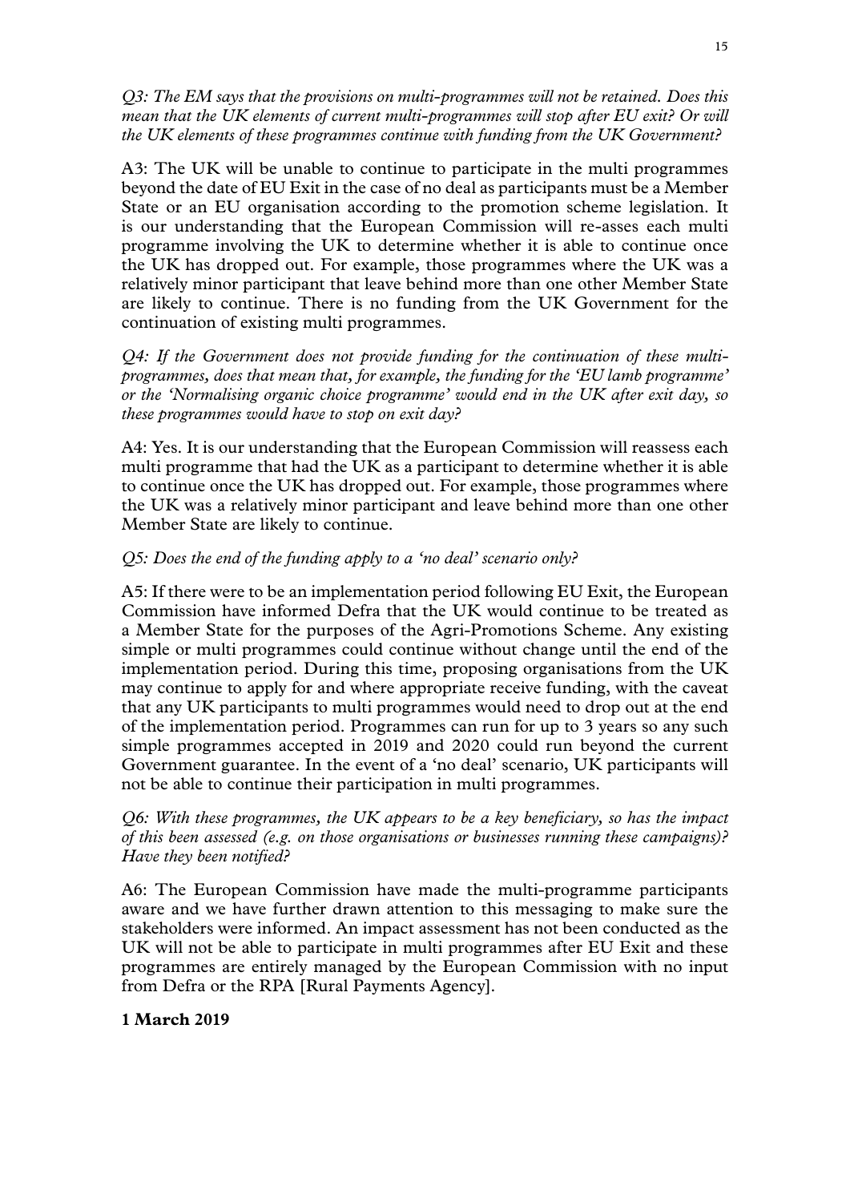*Q3: The EM says that the provisions on multi-programmes will not be retained. Does this mean that the UK elements of current multi-programmes will stop after EU exit? Or will the UK elements of these programmes continue with funding from the UK Government?*

A3: The UK will be unable to continue to participate in the multi programmes beyond the date of EU Exit in the case of no deal as participants must be a Member State or an EU organisation according to the promotion scheme legislation. It is our understanding that the European Commission will re-asses each multi programme involving the UK to determine whether it is able to continue once the UK has dropped out. For example, those programmes where the UK was a relatively minor participant that leave behind more than one other Member State are likely to continue. There is no funding from the UK Government for the continuation of existing multi programmes.

*Q4: If the Government does not provide funding for the continuation of these multi-programmes, does that mean that, for example, the funding for the 'EU lamb programme' or the 'Normalising organic choice programme' would end in the UK after exit day, so these programmes would have to stop on exit day?*

A4: Yes. It is our understanding that the European Commission will reassess each multi programme that had the UK as a participant to determine whether it is able to continue once the UK has dropped out. For example, those programmes where the UK was a relatively minor participant and leave behind more than one other Member State are likely to continue.

*Q5: Does the end of the funding apply to a 'no deal' scenario only?*

A5: If there were to be an implementation period following EU Exit, the European Commission have informed Defra that the UK would continue to be treated as a Member State for the purposes of the Agri-Promotions Scheme. Any existing simple or multi programmes could continue without change until the end of the implementation period. During this time, proposing organisations from the UK may continue to apply for and where appropriate receive funding, with the caveat that any UK participants to multi programmes would need to drop out at the end of the implementation period. Programmes can run for up to 3 years so any such simple programmes accepted in 2019 and 2020 could run beyond the current Government guarantee. In the event of a 'no deal' scenario, UK participants will not be able to continue their participation in multi programmes.

*Q6: With these programmes, the UK appears to be a key beneficiary, so has the impact of this been assessed (e.g. on those organisations or businesses running these campaigns)? Have they been notified?*

A6: The European Commission have made the multi-programme participants aware and we have further drawn attention to this messaging to make sure the stakeholders were informed. An impact assessment has not been conducted as the UK will not be able to participate in multi programmes after EU Exit and these programmes are entirely managed by the European Commission with no input from Defra or the RPA [Rural Payments Agency].

**1 March 2019**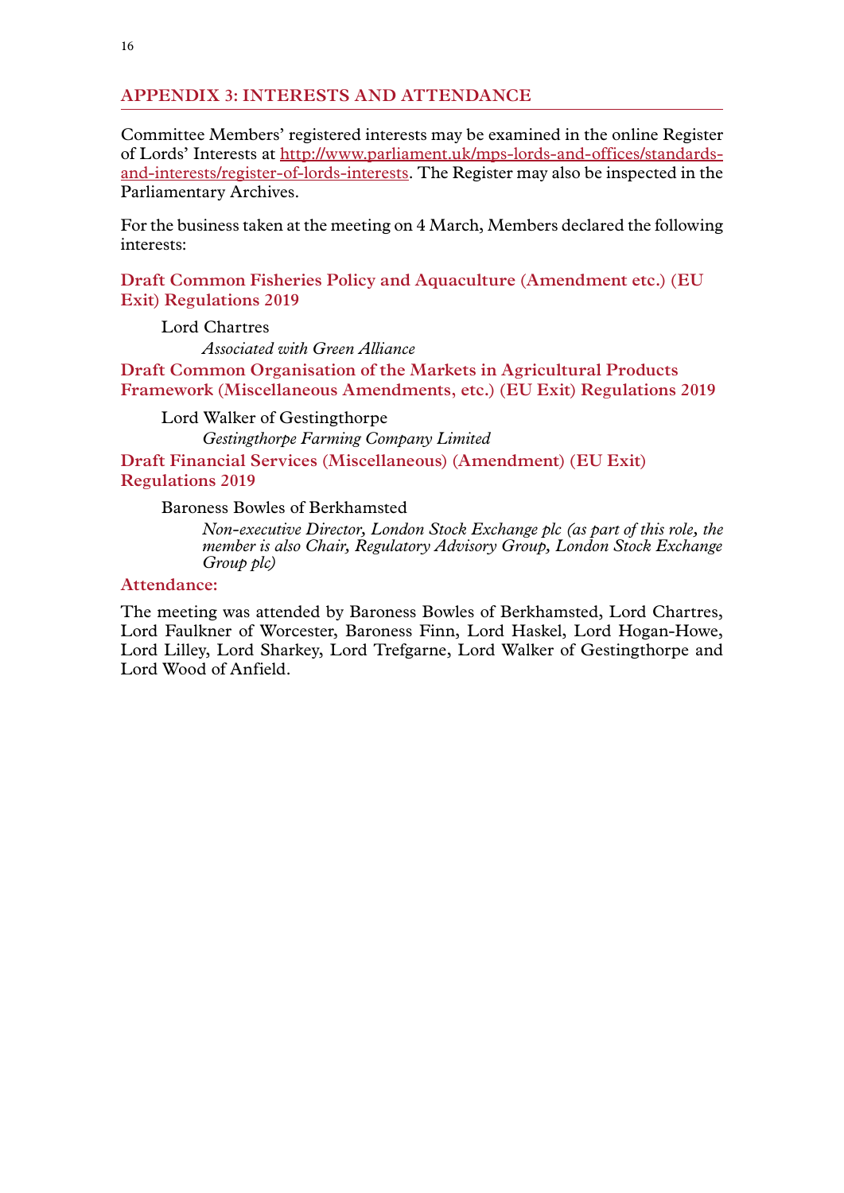## APPENDIX 3: INTERESTS AND ATTENDANCE

Committee Members' registered interests may be examined in the online Register of Lords' Interests at http://www.parliament.uk/mps-lords-and-offices/standards-and-interests/register-of-lords-interests. The Register may also be inspected in the Parliamentary Archives.

For the business taken at the meeting on 4 March, Members declared the following interests:

### Draft Common Fisheries Policy and Aquaculture (Amendment etc.) (EU Exit) Regulations 2019

Lord Chartres

*Associated with Green Alliance*

### Draft Common Organisation of the Markets in Agricultural Products Framework (Miscellaneous Amendments, etc.) (EU Exit) Regulations 2019

Lord Walker of Gestingthorpe

*Gestingthorpe Farming Company Limited*

### Draft Financial Services (Miscellaneous) (Amendment) (EU Exit) Regulations 2019

Baroness Bowles of Berkhamsted

*Non-executive Director, London Stock Exchange plc (as part of this role, the member is also Chair, Regulatory Advisory Group, London Stock Exchange Group plc)*

### Attendance:

The meeting was attended by Baroness Bowles of Berkhamsted, Lord Chartres, Lord Faulkner of Worcester, Baroness Finn, Lord Haskel, Lord Hogan-Howe, Lord Lilley, Lord Sharkey, Lord Trefgarne, Lord Walker of Gestingthorpe and Lord Wood of Anfield.